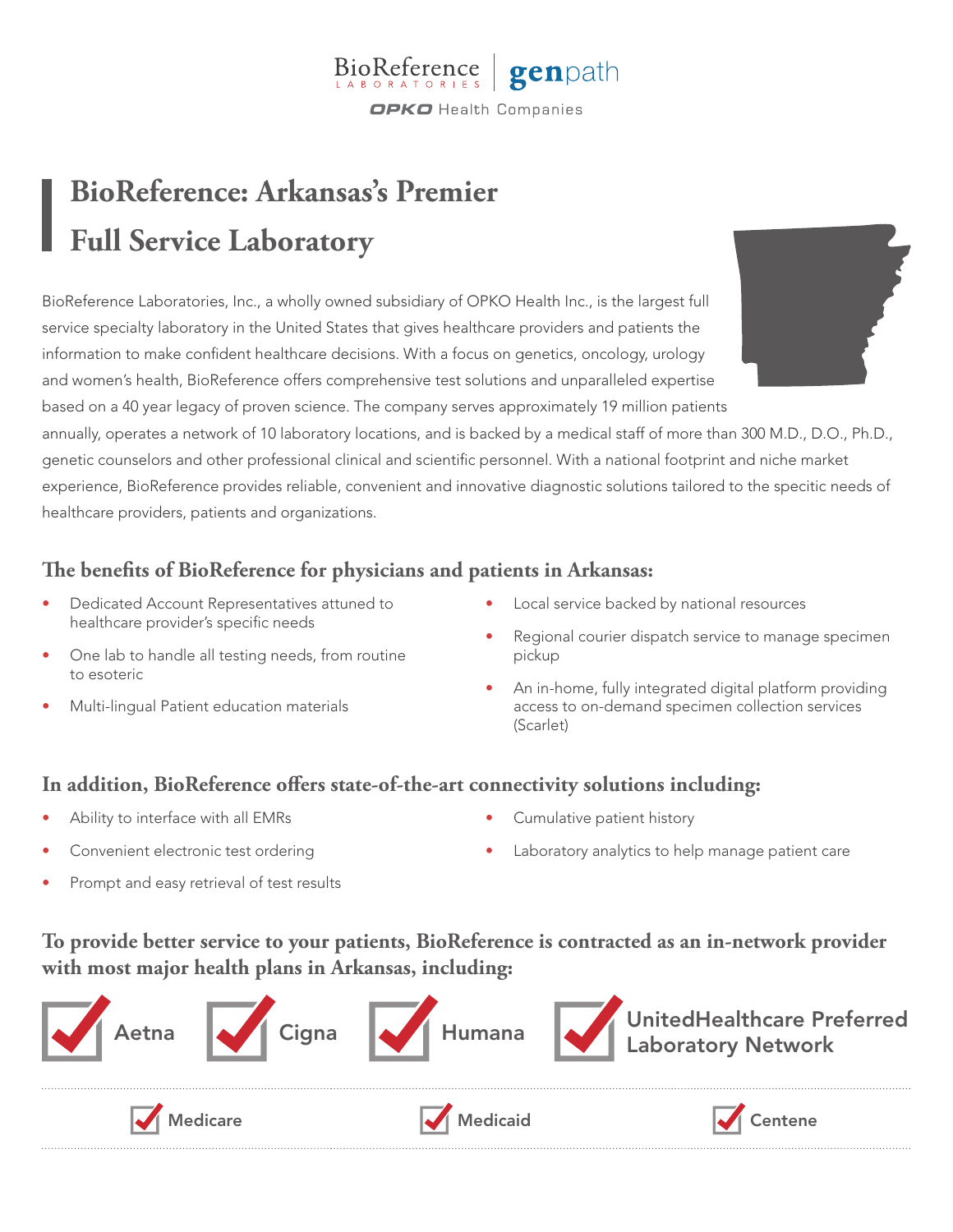BioReference Laboratories | genpath
OPKO Health Companies

# BioReference: Arkansas's Premier Full Service Laboratory

BioReference Laboratories, Inc., a wholly owned subsidiary of OPKO Health Inc., is the largest full service specialty laboratory in the United States that gives healthcare providers and patients the information to make confident healthcare decisions. With a focus on genetics, oncology, urology and women's health, BioReference offers comprehensive test solutions and unparalleled expertise based on a 40 year legacy of proven science. The company serves approximately 19 million patients annually, operates a network of 10 laboratory locations, and is backed by a medical staff of more than 300 M.D., D.O., Ph.D., genetic counselors and other professional clinical and scientific personnel. With a national footprint and niche market experience, BioReference provides reliable, convenient and innovative diagnostic solutions tailored to the specitic needs of healthcare providers, patients and organizations.

## The benefits of BioReference for physicians and patients in Arkansas:

- Dedicated Account Representatives attuned to healthcare provider's specific needs
- One lab to handle all testing needs, from routine to esoteric
- Multi-lingual Patient education materials
- Local service backed by national resources
- Regional courier dispatch service to manage specimen pickup
- An in-home, fully integrated digital platform providing access to on-demand specimen collection services (Scarlet)

## In addition, BioReference offers state-of-the-art connectivity solutions including:

- Ability to interface with all EMRs
- Convenient electronic test ordering
- Prompt and easy retrieval of test results
- Cumulative patient history
- Laboratory analytics to help manage patient care

## To provide better service to your patients, BioReference is contracted as an in-network provider with most major health plans in Arkansas, including:

- Aetna
- Cigna
- Humana
- UnitedHealthcare Preferred Laboratory Network
- Medicare
- Medicaid
- Centene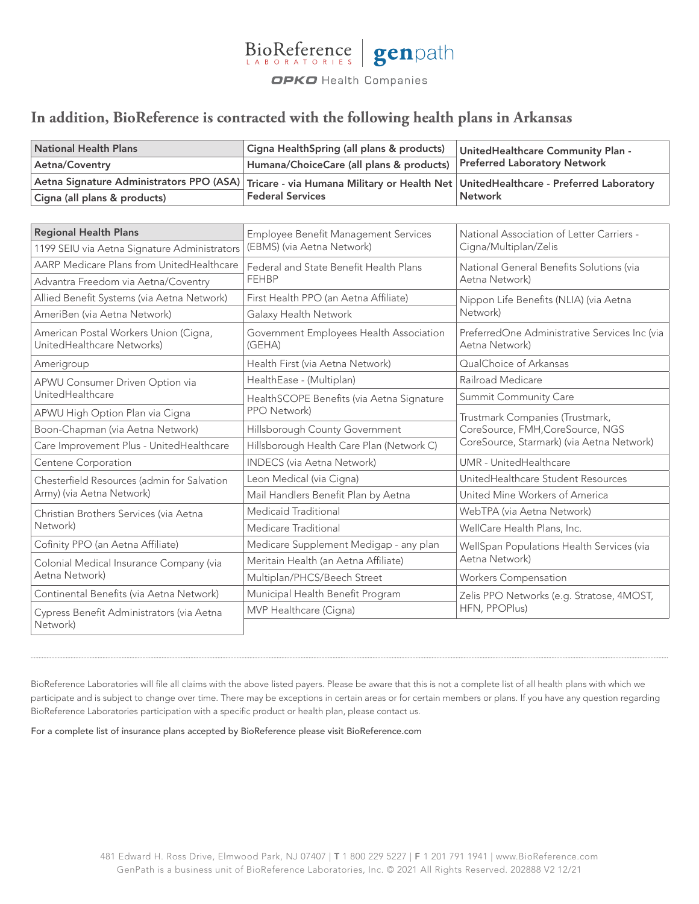## In addition, BioReference is contracted with the following health plans in Arkansas

| National Health Plans | | |
|---|---|---|
| Aetna/Coventry | Cigna HealthSpring (all plans & products) | UnitedHealthcare Community Plan - Preferred Laboratory Network |
| Aetna Signature Administrators PPO (ASA) | Humana/ChoiceCare (all plans & products) | UnitedHealthcare - Preferred Laboratory Network |
| Cigna (all plans & products) | Tricare - via Humana Military or Health Net Federal Services | |

| Regional Health Plans | | |
|---|---|---|
| 1199 SEIU via Aetna Signature Administrators | Employee Benefit Management Services (EBMS) (via Aetna Network) | National Association of Letter Carriers - Cigna/Multiplan/Zelis |
| AARP Medicare Plans from UnitedHealthcare | Federal and State Benefit Health Plans FEHBP | National General Benefits Solutions (via Aetna Network) |
| Advantra Freedom via Aetna/Coventry | First Health PPO (an Aetna Affiliate) | Nippon Life Benefits (NLIA) (via Aetna Network) |
| Allied Benefit Systems (via Aetna Network) | Galaxy Health Network | PreferredOne Administrative Services Inc (via Aetna Network) |
| AmeriBen (via Aetna Network) | Government Employees Health Association (GEHA) | QualChoice of Arkansas |
| American Postal Workers Union (Cigna, UnitedHealthcare Networks) | Health First (via Aetna Network) | Railroad Medicare |
| Amerigroup | HealthEase - (Multiplan) | Summit Community Care |
| APWU Consumer Driven Option via UnitedHealthcare | HealthSCOPE Benefits (via Aetna Signature PPO Network) | Trustmark Companies (Trustmark, CoreSource, FMH,CoreSource, NGS CoreSource, Starmark) (via Aetna Network) |
| APWU High Option Plan via Cigna | Hillsborough County Government | UMR - UnitedHealthcare |
| Boon-Chapman (via Aetna Network) | Hillsborough Health Care Plan (Network C) | UnitedHealthcare Student Resources |
| Care Improvement Plus - UnitedHealthcare | INDECS (via Aetna Network) | United Mine Workers of America |
| Centene Corporation | Leon Medical (via Cigna) | WebTPA (via Aetna Network) |
| Chesterfield Resources (admin for Salvation Army) (via Aetna Network) | Mail Handlers Benefit Plan by Aetna | WellCare Health Plans, Inc. |
| Christian Brothers Services (via Aetna Network) | Medicaid Traditional | WellSpan Populations Health Services (via Aetna Network) |
| Cofinity PPO (an Aetna Affiliate) | Medicare Traditional | Workers Compensation |
| Colonial Medical Insurance Company (via Aetna Network) | Medicare Supplement Medigap - any plan | Zelis PPO Networks (e.g. Stratose, 4MOST, HFN, PPOPlus) |
| Continental Benefits (via Aetna Network) | Meritain Health (an Aetna Affiliate) | |
| Cypress Benefit Administrators (via Aetna Network) | Multiplan/PHCS/Beech Street | |
| | Municipal Health Benefit Program | |
| | MVP Healthcare (Cigna) | |

BioReference Laboratories will file all claims with the above listed payers. Please be aware that this is not a complete list of all health plans with which we participate and is subject to change over time. There may be exceptions in certain areas or for certain members or plans. If you have any question regarding BioReference Laboratories participation with a specific product or health plan, please contact us.

For a complete list of insurance plans accepted by BioReference please visit BioReference.com

481 Edward H. Ross Drive, Elmwood Park, NJ 07407 | **T** 1 800 229 5227 | **F** 1 201 791 1941 | www.BioReference.com
GenPath is a business unit of BioReference Laboratories, Inc. © 2021 All Rights Reserved. 202888 V2 12/21